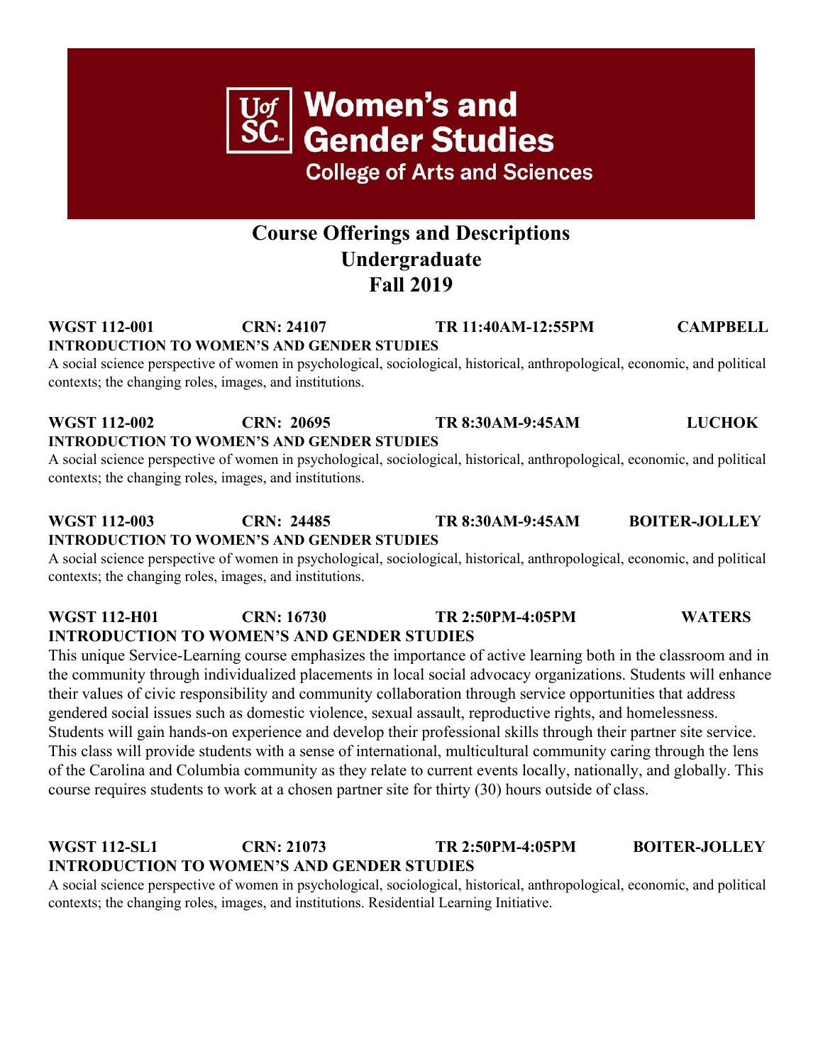# Women's and Gender Studies

College of Arts and Sciences

## Course Offerings and Descriptions
## Undergraduate
## Fall 2019

**WGST 112-001 CRN: 24107 TR 11:40AM-12:55PM CAMPBELL**
**INTRODUCTION TO WOMEN'S AND GENDER STUDIES**

A social science perspective of women in psychological, sociological, historical, anthropological, economic, and political contexts; the changing roles, images, and institutions.

**WGST 112-002 CRN: 20695 TR 8:30AM-9:45AM LUCHOK**
**INTRODUCTION TO WOMEN'S AND GENDER STUDIES**

A social science perspective of women in psychological, sociological, historical, anthropological, economic, and political contexts; the changing roles, images, and institutions.

**WGST 112-003 CRN: 24485 TR 8:30AM-9:45AM BOITER-JOLLEY**
**INTRODUCTION TO WOMEN'S AND GENDER STUDIES**

A social science perspective of women in psychological, sociological, historical, anthropological, economic, and political contexts; the changing roles, images, and institutions.

**WGST 112-H01 CRN: 16730 TR 2:50PM-4:05PM WATERS**
**INTRODUCTION TO WOMEN'S AND GENDER STUDIES**

This unique Service-Learning course emphasizes the importance of active learning both in the classroom and in the community through individualized placements in local social advocacy organizations. Students will enhance their values of civic responsibility and community collaboration through service opportunities that address gendered social issues such as domestic violence, sexual assault, reproductive rights, and homelessness. Students will gain hands-on experience and develop their professional skills through their partner site service. This class will provide students with a sense of international, multicultural community caring through the lens of the Carolina and Columbia community as they relate to current events locally, nationally, and globally. This course requires students to work at a chosen partner site for thirty (30) hours outside of class.

**WGST 112-SL1 CRN: 21073 TR 2:50PM-4:05PM BOITER-JOLLEY**
**INTRODUCTION TO WOMEN'S AND GENDER STUDIES**

A social science perspective of women in psychological, sociological, historical, anthropological, economic, and political contexts; the changing roles, images, and institutions. Residential Learning Initiative.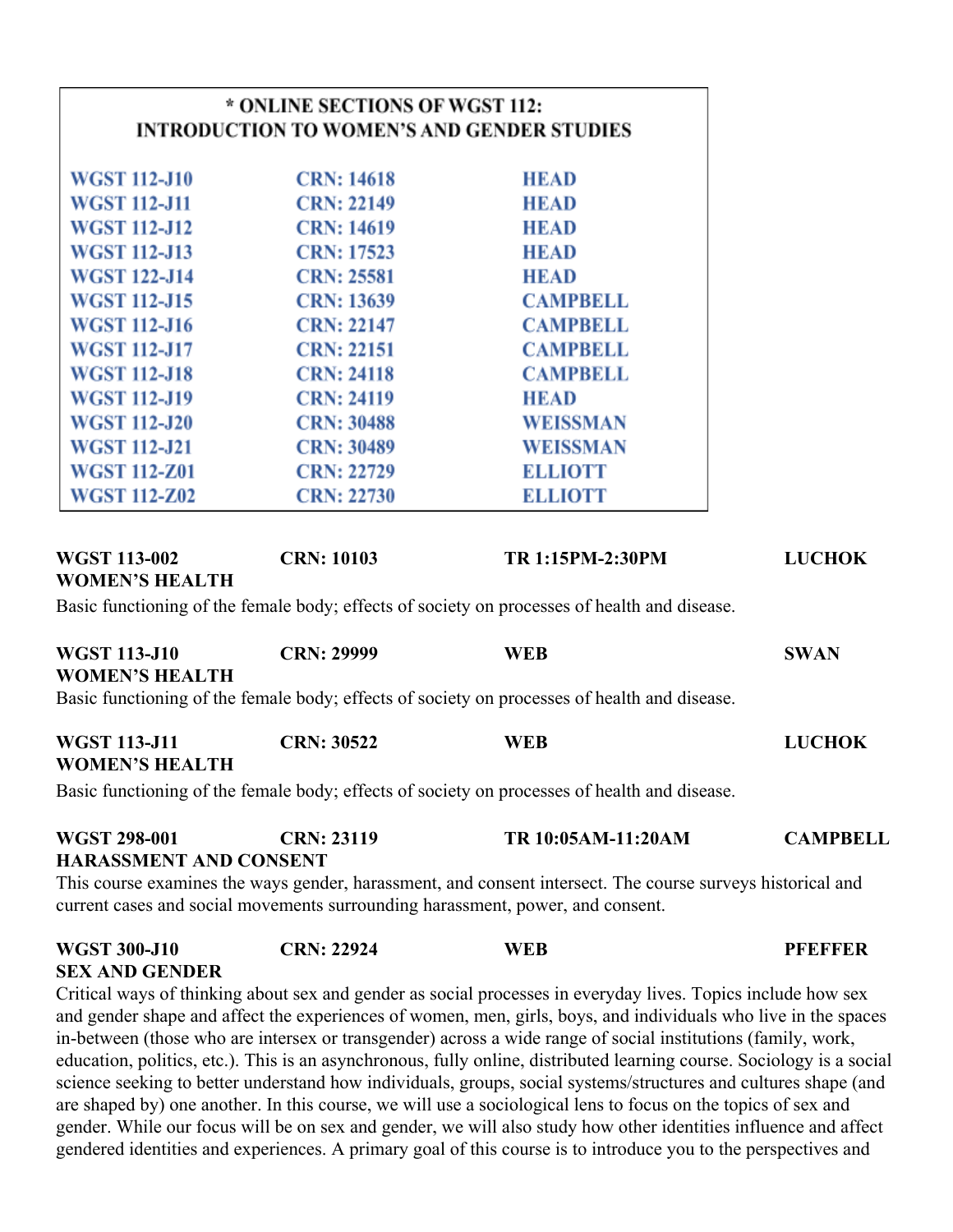**\* ONLINE SECTIONS OF WGST 112:**
**INTRODUCTION TO WOMEN'S AND GENDER STUDIES**

| | | |
|---|---|---|
| WGST 112-J10 | CRN: 14618 | HEAD |
| WGST 112-J11 | CRN: 22149 | HEAD |
| WGST 112-J12 | CRN: 14619 | HEAD |
| WGST 112-J13 | CRN: 17523 | HEAD |
| WGST 122-J14 | CRN: 25581 | HEAD |
| WGST 112-J15 | CRN: 13639 | CAMPBELL |
| WGST 112-J16 | CRN: 22147 | CAMPBELL |
| WGST 112-J17 | CRN: 22151 | CAMPBELL |
| WGST 112-J18 | CRN: 24118 | CAMPBELL |
| WGST 112-J19 | CRN: 24119 | HEAD |
| WGST 112-J20 | CRN: 30488 | WEISSMAN |
| WGST 112-J21 | CRN: 30489 | WEISSMAN |
| WGST 112-Z01 | CRN: 22729 | ELLIOTT |
| WGST 112-Z02 | CRN: 22730 | ELLIOTT |

**WGST 113-002** **CRN: 10103** **TR 1:15PM-2:30PM** **LUCHOK**
**WOMEN'S HEALTH**
Basic functioning of the female body; effects of society on processes of health and disease.

**WGST 113-J10** **CRN: 29999** **WEB** **SWAN**
**WOMEN'S HEALTH**
Basic functioning of the female body; effects of society on processes of health and disease.

**WGST 113-J11** **CRN: 30522** **WEB** **LUCHOK**
**WOMEN'S HEALTH**
Basic functioning of the female body; effects of society on processes of health and disease.

**WGST 298-001** **CRN: 23119** **TR 10:05AM-11:20AM** **CAMPBELL**
**HARASSMENT AND CONSENT**
This course examines the ways gender, harassment, and consent intersect. The course surveys historical and current cases and social movements surrounding harassment, power, and consent.

**WGST 300-J10** **CRN: 22924** **WEB** **PFEFFER**
**SEX AND GENDER**
Critical ways of thinking about sex and gender as social processes in everyday lives. Topics include how sex and gender shape and affect the experiences of women, men, girls, boys, and individuals who live in the spaces in-between (those who are intersex or transgender) across a wide range of social institutions (family, work, education, politics, etc.). This is an asynchronous, fully online, distributed learning course. Sociology is a social science seeking to better understand how individuals, groups, social systems/structures and cultures shape (and are shaped by) one another. In this course, we will use a sociological lens to focus on the topics of sex and gender. While our focus will be on sex and gender, we will also study how other identities influence and affect gendered identities and experiences. A primary goal of this course is to introduce you to the perspectives and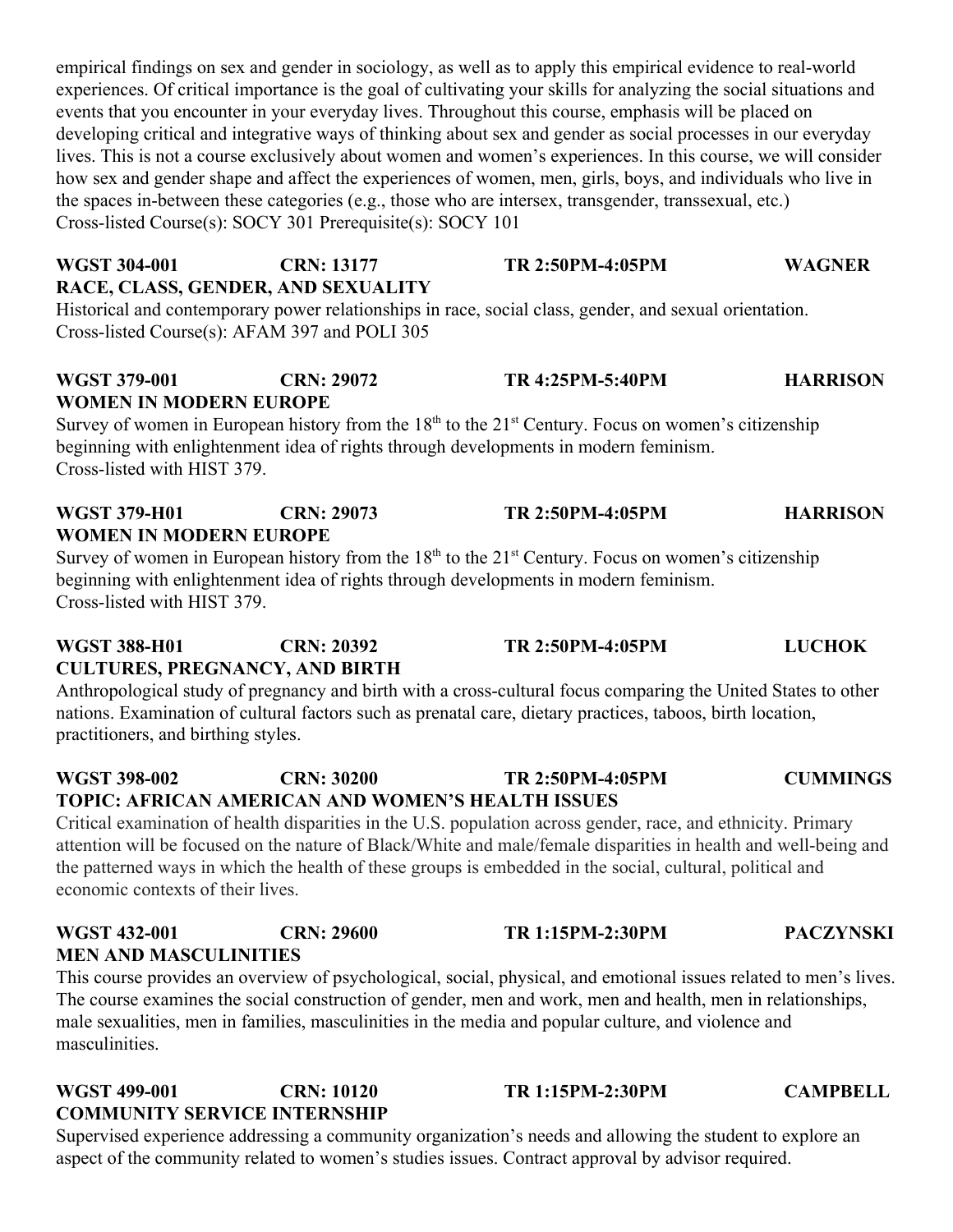empirical findings on sex and gender in sociology, as well as to apply this empirical evidence to real-world experiences. Of critical importance is the goal of cultivating your skills for analyzing the social situations and events that you encounter in your everyday lives. Throughout this course, emphasis will be placed on developing critical and integrative ways of thinking about sex and gender as social processes in our everyday lives. This is not a course exclusively about women and women's experiences. In this course, we will consider how sex and gender shape and affect the experiences of women, men, girls, boys, and individuals who live in the spaces in-between these categories (e.g., those who are intersex, transgender, transsexual, etc.)
Cross-listed Course(s): SOCY 301 Prerequisite(s): SOCY 101

**WGST 304-001 CRN: 13177 TR 2:50PM-4:05PM WAGNER**
**RACE, CLASS, GENDER, AND SEXUALITY**

Historical and contemporary power relationships in race, social class, gender, and sexual orientation.
Cross-listed Course(s): AFAM 397 and POLI 305

**WGST 379-001 CRN: 29072 TR 4:25PM-5:40PM HARRISON**
**WOMEN IN MODERN EUROPE**

Survey of women in European history from the 18th to the 21st Century. Focus on women's citizenship beginning with enlightenment idea of rights through developments in modern feminism.
Cross-listed with HIST 379.

**WGST 379-H01 CRN: 29073 TR 2:50PM-4:05PM HARRISON**
**WOMEN IN MODERN EUROPE**

Survey of women in European history from the 18th to the 21st Century. Focus on women's citizenship beginning with enlightenment idea of rights through developments in modern feminism.
Cross-listed with HIST 379.

**WGST 388-H01 CRN: 20392 TR 2:50PM-4:05PM LUCHOK**
**CULTURES, PREGNANCY, AND BIRTH**

Anthropological study of pregnancy and birth with a cross-cultural focus comparing the United States to other nations. Examination of cultural factors such as prenatal care, dietary practices, taboos, birth location, practitioners, and birthing styles.

**WGST 398-002 CRN: 30200 TR 2:50PM-4:05PM CUMMINGS**
**TOPIC: AFRICAN AMERICAN AND WOMEN'S HEALTH ISSUES**

Critical examination of health disparities in the U.S. population across gender, race, and ethnicity. Primary attention will be focused on the nature of Black/White and male/female disparities in health and well-being and the patterned ways in which the health of these groups is embedded in the social, cultural, political and economic contexts of their lives.

**WGST 432-001 CRN: 29600 TR 1:15PM-2:30PM PACZYNSKI**
**MEN AND MASCULINITIES**

This course provides an overview of psychological, social, physical, and emotional issues related to men's lives. The course examines the social construction of gender, men and work, men and health, men in relationships, male sexualities, men in families, masculinities in the media and popular culture, and violence and masculinities.

**WGST 499-001 CRN: 10120 TR 1:15PM-2:30PM CAMPBELL**
**COMMUNITY SERVICE INTERNSHIP**

Supervised experience addressing a community organization's needs and allowing the student to explore an aspect of the community related to women's studies issues. Contract approval by advisor required.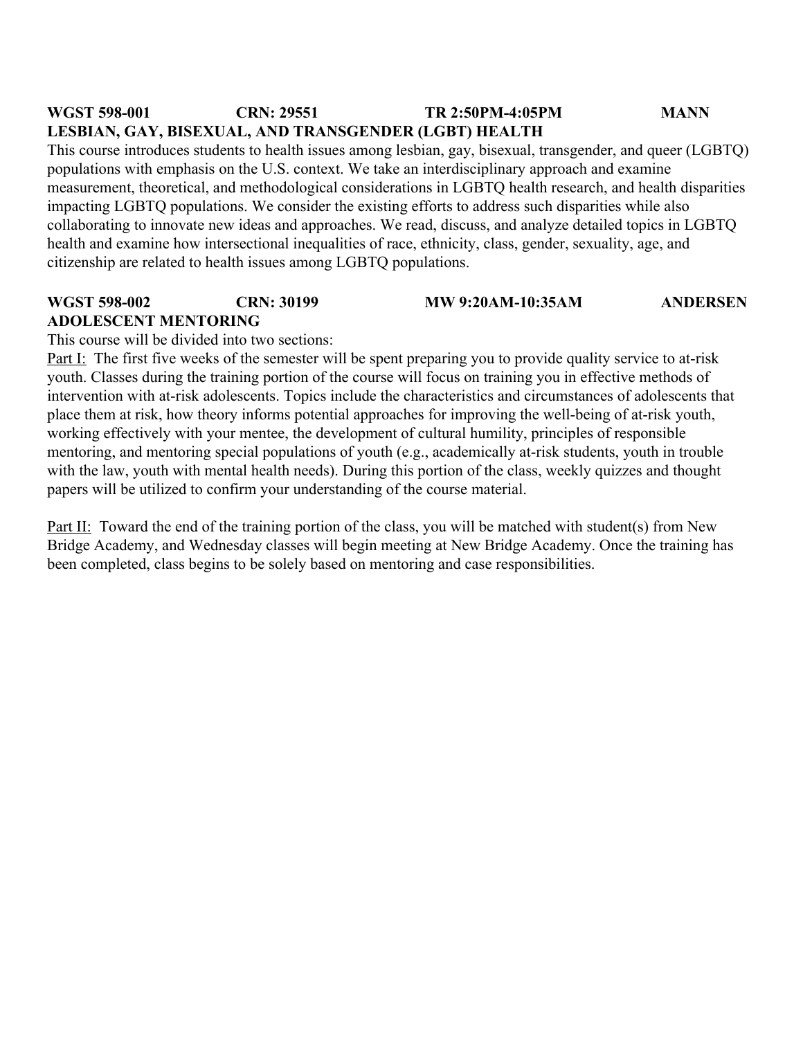**WGST 598-001 CRN: 29551 TR 2:50PM-4:05PM MANN**
**LESBIAN, GAY, BISEXUAL, AND TRANSGENDER (LGBT) HEALTH**

This course introduces students to health issues among lesbian, gay, bisexual, transgender, and queer (LGBTQ) populations with emphasis on the U.S. context. We take an interdisciplinary approach and examine measurement, theoretical, and methodological considerations in LGBTQ health research, and health disparities impacting LGBTQ populations. We consider the existing efforts to address such disparities while also collaborating to innovate new ideas and approaches. We read, discuss, and analyze detailed topics in LGBTQ health and examine how intersectional inequalities of race, ethnicity, class, gender, sexuality, age, and citizenship are related to health issues among LGBTQ populations.

**WGST 598-002 CRN: 30199 MW 9:20AM-10:35AM ANDERSEN**
**ADOLESCENT MENTORING**

This course will be divided into two sections:

Part I: The first five weeks of the semester will be spent preparing you to provide quality service to at-risk youth. Classes during the training portion of the course will focus on training you in effective methods of intervention with at-risk adolescents. Topics include the characteristics and circumstances of adolescents that place them at risk, how theory informs potential approaches for improving the well-being of at-risk youth, working effectively with your mentee, the development of cultural humility, principles of responsible mentoring, and mentoring special populations of youth (e.g., academically at-risk students, youth in trouble with the law, youth with mental health needs). During this portion of the class, weekly quizzes and thought papers will be utilized to confirm your understanding of the course material.

Part II: Toward the end of the training portion of the class, you will be matched with student(s) from New Bridge Academy, and Wednesday classes will begin meeting at New Bridge Academy. Once the training has been completed, class begins to be solely based on mentoring and case responsibilities.